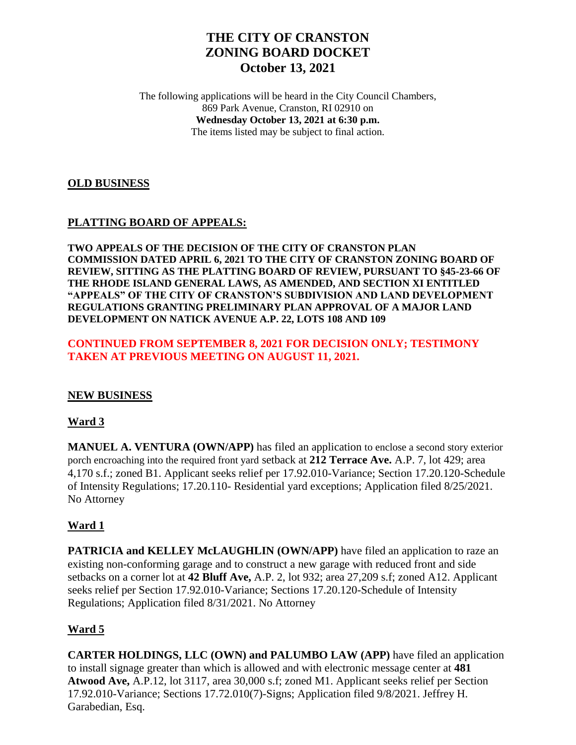# THE CITY OF CRANSTON
# ZONING BOARD DOCKET
# October 13, 2021

The following applications will be heard in the City Council Chambers,
869 Park Avenue, Cranston, RI 02910 on
**Wednesday October 13, 2021 at 6:30 p.m.**
The items listed may be subject to final action.

## OLD BUSINESS

### PLATTING BOARD OF APPEALS:

**TWO APPEALS OF THE DECISION OF THE CITY OF CRANSTON PLAN COMMISSION DATED APRIL 6, 2021 TO THE CITY OF CRANSTON ZONING BOARD OF REVIEW, SITTING AS THE PLATTING BOARD OF REVIEW, PURSUANT TO §45-23-66 OF THE RHODE ISLAND GENERAL LAWS, AS AMENDED, AND SECTION XI ENTITLED "APPEALS" OF THE CITY OF CRANSTON'S SUBDIVISION AND LAND DEVELOPMENT REGULATIONS GRANTING PRELIMINARY PLAN APPROVAL OF A MAJOR LAND DEVELOPMENT ON NATICK AVENUE A.P. 22, LOTS 108 AND 109**

**CONTINUED FROM SEPTEMBER 8, 2021 FOR DECISION ONLY; TESTIMONY TAKEN AT PREVIOUS MEETING ON AUGUST 11, 2021.**

## NEW BUSINESS

### Ward 3

**MANUEL A. VENTURA (OWN/APP)** has filed an application to enclose a second story exterior porch encroaching into the required front yard setback at **212 Terrace Ave.** A.P. 7, lot 429; area 4,170 s.f.; zoned B1. Applicant seeks relief per 17.92.010-Variance; Section 17.20.120-Schedule of Intensity Regulations; 17.20.110- Residential yard exceptions; Application filed 8/25/2021. No Attorney

### Ward 1

**PATRICIA and KELLEY McLAUGHLIN (OWN/APP)** have filed an application to raze an existing non-conforming garage and to construct a new garage with reduced front and side setbacks on a corner lot at **42 Bluff Ave,** A.P. 2, lot 932; area 27,209 s.f; zoned A12. Applicant seeks relief per Section 17.92.010-Variance; Sections 17.20.120-Schedule of Intensity Regulations; Application filed 8/31/2021. No Attorney

### Ward 5

**CARTER HOLDINGS, LLC (OWN) and PALUMBO LAW (APP)** have filed an application to install signage greater than which is allowed and with electronic message center at **481 Atwood Ave,** A.P.12, lot 3117, area 30,000 s.f; zoned M1. Applicant seeks relief per Section 17.92.010-Variance; Sections 17.72.010(7)-Signs; Application filed 9/8/2021. Jeffrey H. Garabedian, Esq.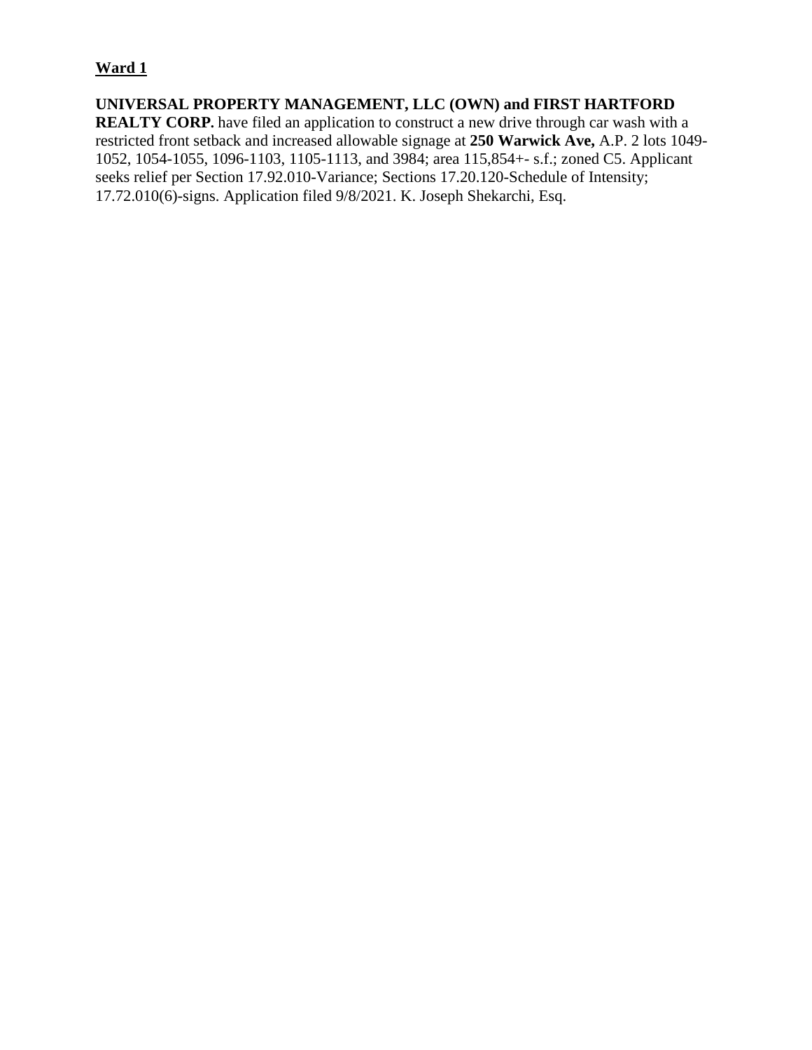**Ward 1**

**UNIVERSAL PROPERTY MANAGEMENT, LLC (OWN) and FIRST HARTFORD REALTY CORP.** have filed an application to construct a new drive through car wash with a restricted front setback and increased allowable signage at **250 Warwick Ave,** A.P. 2 lots 1049-1052, 1054-1055, 1096-1103, 1105-1113, and 3984; area 115,854+- s.f.; zoned C5. Applicant seeks relief per Section 17.92.010-Variance; Sections 17.20.120-Schedule of Intensity; 17.72.010(6)-signs. Application filed 9/8/2021. K. Joseph Shekarchi, Esq.